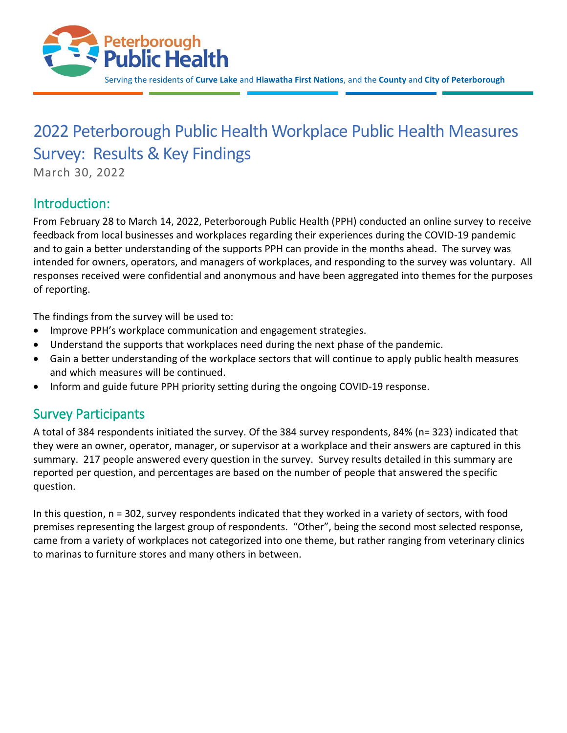Peterborough Public Health

Serving the residents of **Curve Lake** and **Hiawatha First Nations**, and the **County** and **City of Peterborough**

# 2022 Peterborough Public Health Workplace Public Health Measures Survey: Results & Key Findings

March 30, 2022

## Introduction:

From February 28 to March 14, 2022, Peterborough Public Health (PPH) conducted an online survey to receive feedback from local businesses and workplaces regarding their experiences during the COVID-19 pandemic and to gain a better understanding of the supports PPH can provide in the months ahead. The survey was intended for owners, operators, and managers of workplaces, and responding to the survey was voluntary. All responses received were confidential and anonymous and have been aggregated into themes for the purposes of reporting.

The findings from the survey will be used to:

- Improve PPH's workplace communication and engagement strategies.
- Understand the supports that workplaces need during the next phase of the pandemic.
- Gain a better understanding of the workplace sectors that will continue to apply public health measures and which measures will be continued.
- Inform and guide future PPH priority setting during the ongoing COVID-19 response.

## Survey Participants

A total of 384 respondents initiated the survey. Of the 384 survey respondents, 84% (n= 323) indicated that they were an owner, operator, manager, or supervisor at a workplace and their answers are captured in this summary. 217 people answered every question in the survey. Survey results detailed in this summary are reported per question, and percentages are based on the number of people that answered the specific question.

In this question, n = 302, survey respondents indicated that they worked in a variety of sectors, with food premises representing the largest group of respondents. "Other", being the second most selected response, came from a variety of workplaces not categorized into one theme, but rather ranging from veterinary clinics to marinas to furniture stores and many others in between.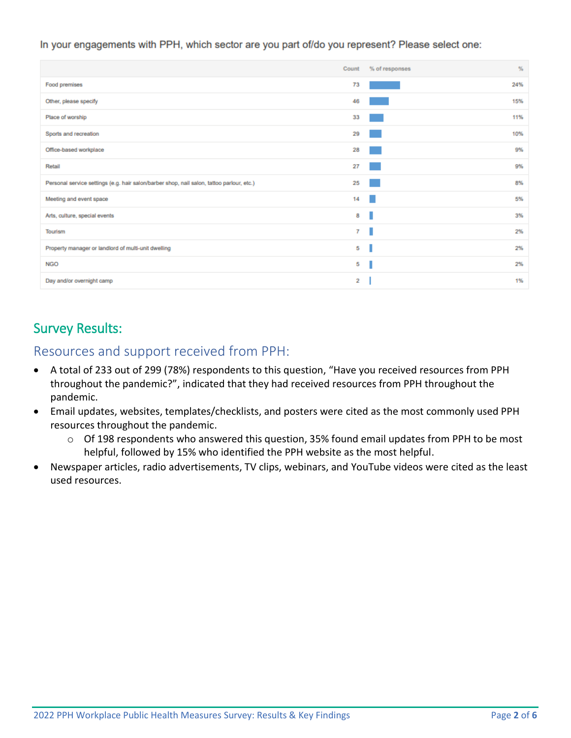In your engagements with PPH, which sector are you part of/do you represent? Please select one:

| | Count | % of responses | % |
|---|---|---|---|
| Food premises | 73 | | 24% |
| Other, please specify | 46 | | 15% |
| Place of worship | 33 | | 11% |
| Sports and recreation | 29 | | 10% |
| Office-based workplace | 28 | | 9% |
| Retail | 27 | | 9% |
| Personal service settings (e.g. hair salon/barber shop, nail salon, tattoo parlour, etc.) | 25 | | 8% |
| Meeting and event space | 14 | | 5% |
| Arts, culture, special events | 8 | | 3% |
| Tourism | 7 | | 2% |
| Property manager or landlord of multi-unit dwelling | 5 | | 2% |
| NGO | 5 | | 2% |
| Day and/or overnight camp | 2 | | 1% |

## Survey Results:

### Resources and support received from PPH:

- A total of 233 out of 299 (78%) respondents to this question, "Have you received resources from PPH throughout the pandemic?", indicated that they had received resources from PPH throughout the pandemic.
- Email updates, websites, templates/checklists, and posters were cited as the most commonly used PPH resources throughout the pandemic.
    - Of 198 respondents who answered this question, 35% found email updates from PPH to be most helpful, followed by 15% who identified the PPH website as the most helpful.
- Newspaper articles, radio advertisements, TV clips, webinars, and YouTube videos were cited as the least used resources.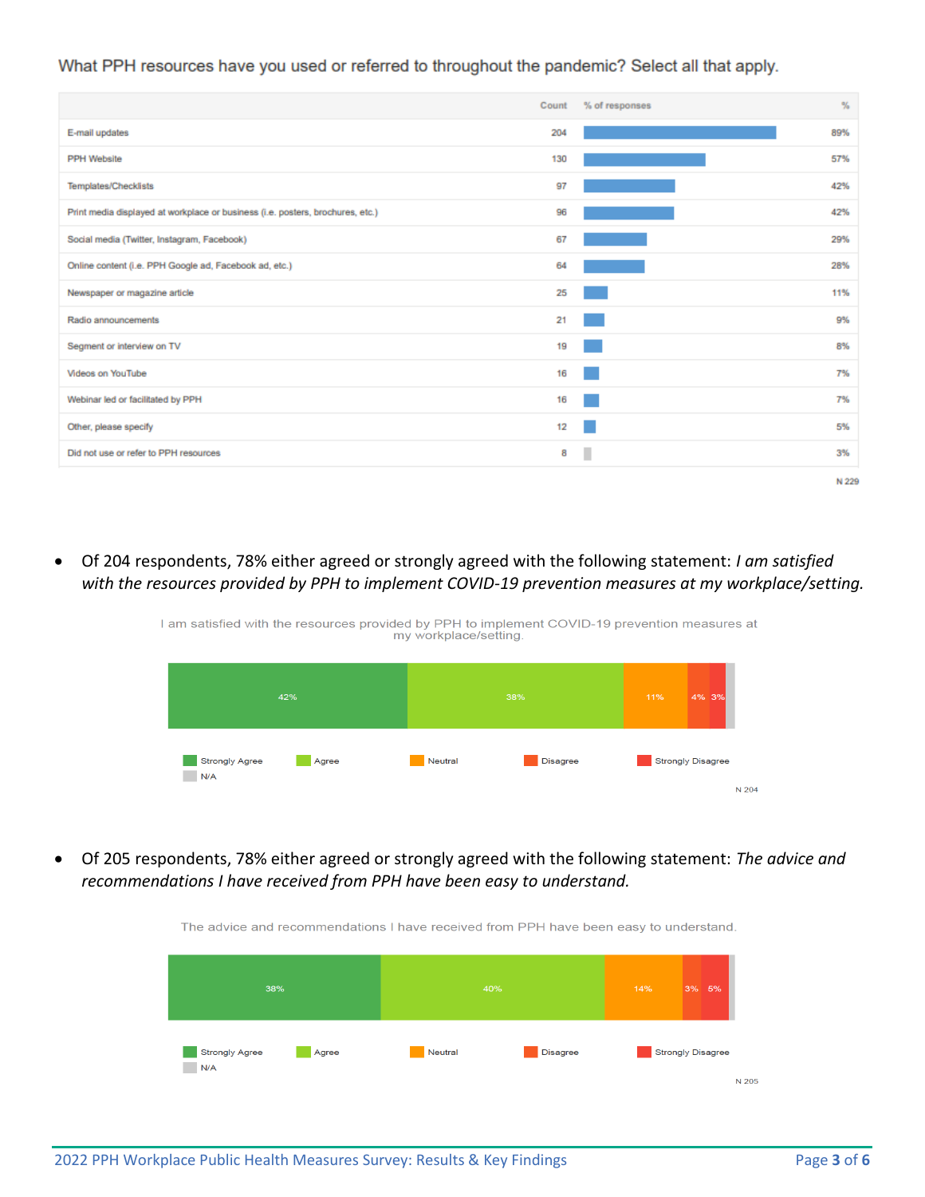What PPH resources have you used or referred to throughout the pandemic? Select all that apply.

| | Count | % |
|---|---|---|
| E-mail updates | 204 | 89% |
| PPH Website | 130 | 57% |
| Templates/Checklists | 97 | 42% |
| Print media displayed at workplace or business (i.e. posters, brochures, etc.) | 96 | 42% |
| Social media (Twitter, Instagram, Facebook) | 67 | 29% |
| Online content (i.e. PPH Google ad, Facebook ad, etc.) | 64 | 28% |
| Newspaper or magazine article | 25 | 11% |
| Radio announcements | 21 | 9% |
| Segment or interview on TV | 19 | 8% |
| Videos on YouTube | 16 | 7% |
| Webinar led or facilitated by PPH | 16 | 7% |
| Other, please specify | 12 | 5% |
| Did not use or refer to PPH resources | 8 | 3% |

N 229

- Of 204 respondents, 78% either agreed or strongly agreed with the following statement: *I am satisfied with the resources provided by PPH to implement COVID-19 prevention measures at my workplace/setting.*

I am satisfied with the resources provided by PPH to implement COVID-19 prevention measures at my workplace/setting.

| Strongly Agree | Agree | Neutral | Disagree | Strongly Disagree | N/A |
|---|---|---|---|---|---|
| 42% | 38% | 11% | 4% | 3% | |

N 204

- Of 205 respondents, 78% either agreed or strongly agreed with the following statement: *The advice and recommendations I have received from PPH have been easy to understand.*

The advice and recommendations I have received from PPH have been easy to understand.

| Strongly Agree | Agree | Neutral | Disagree | Strongly Disagree | N/A |
|---|---|---|---|---|---|
| 38% | 40% | 14% | 3% | 5% | |

N 205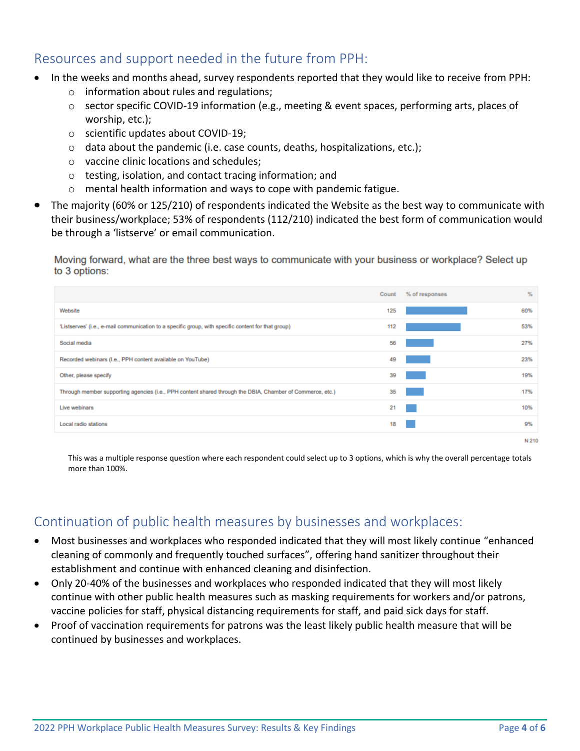## Resources and support needed in the future from PPH:

- In the weeks and months ahead, survey respondents reported that they would like to receive from PPH:
  - information about rules and regulations;
  - sector specific COVID-19 information (e.g., meeting & event spaces, performing arts, places of worship, etc.);
  - scientific updates about COVID-19;
  - data about the pandemic (i.e. case counts, deaths, hospitalizations, etc.);
  - vaccine clinic locations and schedules;
  - testing, isolation, and contact tracing information; and
  - mental health information and ways to cope with pandemic fatigue.
- The majority (60% or 125/210) of respondents indicated the Website as the best way to communicate with their business/workplace; 53% of respondents (112/210) indicated the best form of communication would be through a 'listserve' or email communication.

Moving forward, what are the three best ways to communicate with your business or workplace? Select up to 3 options:

| | Count | % of responses | % |
|---|---|---|---|
| Website | 125 | | 60% |
| 'Listserves' (i.e., e-mail communication to a specific group, with specific content for that group) | 112 | | 53% |
| Social media | 56 | | 27% |
| Recorded webinars (I.e., PPH content available on YouTube) | 49 | | 23% |
| Other, please specify | 39 | | 19% |
| Through member supporting agencies (i.e., PPH content shared through the DBIA, Chamber of Commerce, etc.) | 35 | | 17% |
| Live webinars | 21 | | 10% |
| Local radio stations | 18 | | 9% |

N 210

This was a multiple response question where each respondent could select up to 3 options, which is why the overall percentage totals more than 100%.

## Continuation of public health measures by businesses and workplaces:

- Most businesses and workplaces who responded indicated that they will most likely continue "enhanced cleaning of commonly and frequently touched surfaces", offering hand sanitizer throughout their establishment and continue with enhanced cleaning and disinfection.
- Only 20-40% of the businesses and workplaces who responded indicated that they will most likely continue with other public health measures such as masking requirements for workers and/or patrons, vaccine policies for staff, physical distancing requirements for staff, and paid sick days for staff.
- Proof of vaccination requirements for patrons was the least likely public health measure that will be continued by businesses and workplaces.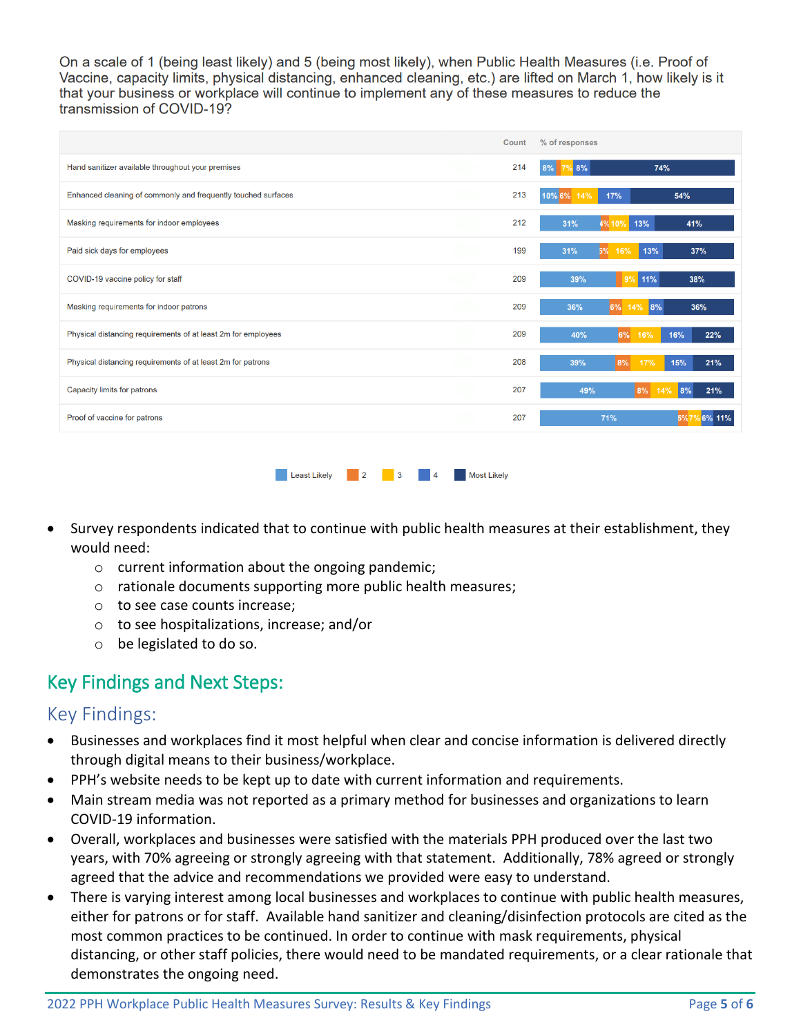On a scale of 1 (being least likely) and 5 (being most likely), when Public Health Measures (i.e. Proof of Vaccine, capacity limits, physical distancing, enhanced cleaning, etc.) are lifted on March 1, how likely is it that your business or workplace will continue to implement any of these measures to reduce the transmission of COVID-19?

| | Count | Least Likely | 2 | 3 | 4 | Most Likely |
|---|---|---|---|---|---|---|
| Hand sanitizer available throughout your premises | 214 | 8% | | 7% | 8% | 74% |
| Enhanced cleaning of commonly and frequently touched surfaces | 213 | 10% | 6% | 14% | 17% | 54% |
| Masking requirements for indoor employees | 212 | 31% | 4% | 10% | 13% | 41% |
| Paid sick days for employees | 199 | 31% | 5% | 16% | 13% | 37% |
| COVID-19 vaccine policy for staff | 209 | 39% | | 9% | 11% | 38% |
| Masking requirements for indoor patrons | 209 | 36% | 6% | 14% | 8% | 36% |
| Physical distancing requirements of at least 2m for employees | 209 | 40% | 6% | 16% | 16% | 22% |
| Physical distancing requirements of at least 2m for patrons | 208 | 39% | 8% | 17% | 15% | 21% |
| Capacity limits for patrons | 207 | 49% | 8% | 14% | 8% | 21% |
| Proof of vaccine for patrons | 207 | 71% | 5% | 7% | 6% | 11% |

- Survey respondents indicated that to continue with public health measures at their establishment, they would need:
  - current information about the ongoing pandemic;
  - rationale documents supporting more public health measures;
  - to see case counts increase;
  - to see hospitalizations, increase; and/or
  - be legislated to do so.

## Key Findings and Next Steps:

### Key Findings:

- Businesses and workplaces find it most helpful when clear and concise information is delivered directly through digital means to their business/workplace.
- PPH's website needs to be kept up to date with current information and requirements.
- Main stream media was not reported as a primary method for businesses and organizations to learn COVID-19 information.
- Overall, workplaces and businesses were satisfied with the materials PPH produced over the last two years, with 70% agreeing or strongly agreeing with that statement. Additionally, 78% agreed or strongly agreed that the advice and recommendations we provided were easy to understand.
- There is varying interest among local businesses and workplaces to continue with public health measures, either for patrons or for staff. Available hand sanitizer and cleaning/disinfection protocols are cited as the most common practices to be continued. In order to continue with mask requirements, physical distancing, or other staff policies, there would need to be mandated requirements, or a clear rationale that demonstrates the ongoing need.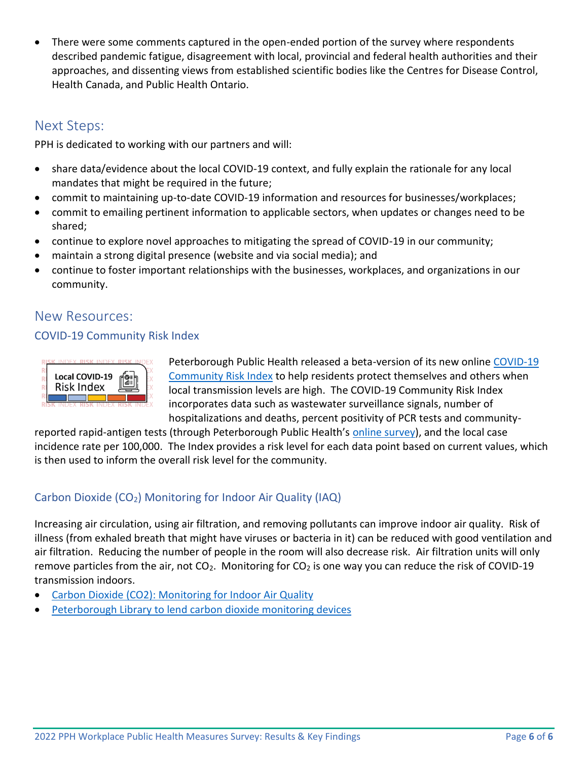- There were some comments captured in the open-ended portion of the survey where respondents described pandemic fatigue, disagreement with local, provincial and federal health authorities and their approaches, and dissenting views from established scientific bodies like the Centres for Disease Control, Health Canada, and Public Health Ontario.

## Next Steps:

PPH is dedicated to working with our partners and will:

- share data/evidence about the local COVID-19 context, and fully explain the rationale for any local mandates that might be required in the future;
- commit to maintaining up-to-date COVID-19 information and resources for businesses/workplaces;
- commit to emailing pertinent information to applicable sectors, when updates or changes need to be shared;
- continue to explore novel approaches to mitigating the spread of COVID-19 in our community;
- maintain a strong digital presence (website and via social media); and
- continue to foster important relationships with the businesses, workplaces, and organizations in our community.

## New Resources:

### COVID-19 Community Risk Index

Peterborough Public Health released a beta-version of its new online COVID-19 Community Risk Index to help residents protect themselves and others when local transmission levels are high. The COVID-19 Community Risk Index incorporates data such as wastewater surveillance signals, number of hospitalizations and deaths, percent positivity of PCR tests and community-reported rapid-antigen tests (through Peterborough Public Health's online survey), and the local case incidence rate per 100,000. The Index provides a risk level for each data point based on current values, which is then used to inform the overall risk level for the community.

### Carbon Dioxide ($CO_2$) Monitoring for Indoor Air Quality (IAQ)

Increasing air circulation, using air filtration, and removing pollutants can improve indoor air quality. Risk of illness (from exhaled breath that might have viruses or bacteria in it) can be reduced with good ventilation and air filtration. Reducing the number of people in the room will also decrease risk. Air filtration units will only remove particles from the air, not $CO_2$. Monitoring for $CO_2$ is one way you can reduce the risk of COVID-19 transmission indoors.

- Carbon Dioxide (CO2): Monitoring for Indoor Air Quality
- Peterborough Library to lend carbon dioxide monitoring devices